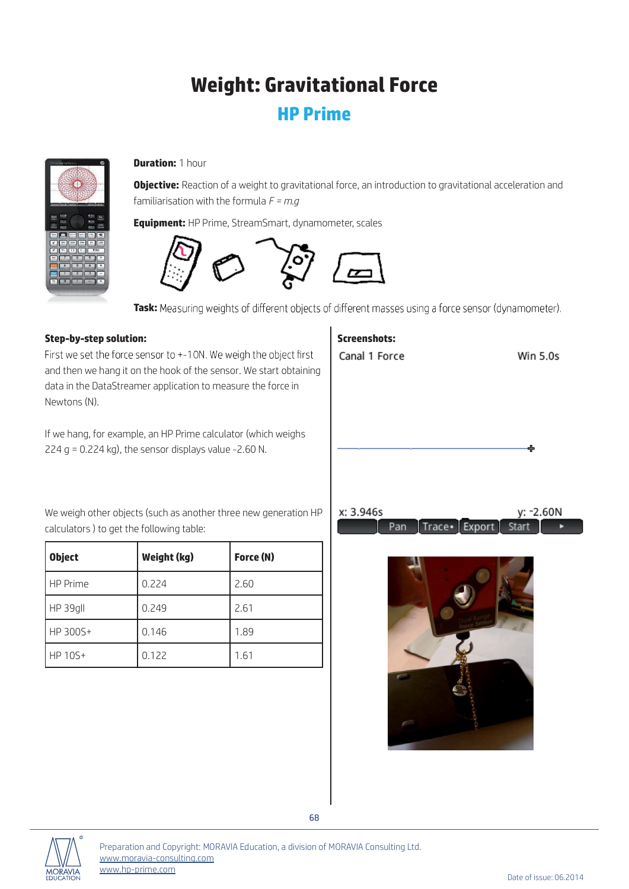# Weight: Gravitational Force

## HP Prime

**Duration:** 1 hour

**Objective:** Reaction of a weight to gravitational force, an introduction to gravitational acceleration and familiarisation with the formula $F = m.g$

**Equipment:** HP Prime, StreamSmart, dynamometer, scales

**Task:** Measuring weights of different objects of different masses using a force sensor (dynamometer).

**Step-by-step solution:**

First we set the force sensor to +-10N. We weigh the object first and then we hang it on the hook of the sensor. We start obtaining data in the DataStreamer application to measure the force in Newtons (N).

If we hang, for example, an HP Prime calculator (which weighs 224 g = 0.224 kg), the sensor displays value -2.60 N.

We weigh other objects (such as another three new generation HP calculators ) to get the following table:

| Object | Weight (kg) | Force (N) |
|---|---|---|
| HP Prime | 0.224 | 2.60 |
| HP 39gII | 0.249 | 2.61 |
| HP 300S+ | 0.146 | 1.89 |
| HP 10S+ | 0.122 | 1.61 |

**Screenshots:**

Canal 1 Force    Win 5.0s

x: 3.946s    y: -2.60N

Pan | Trace• | Export | Start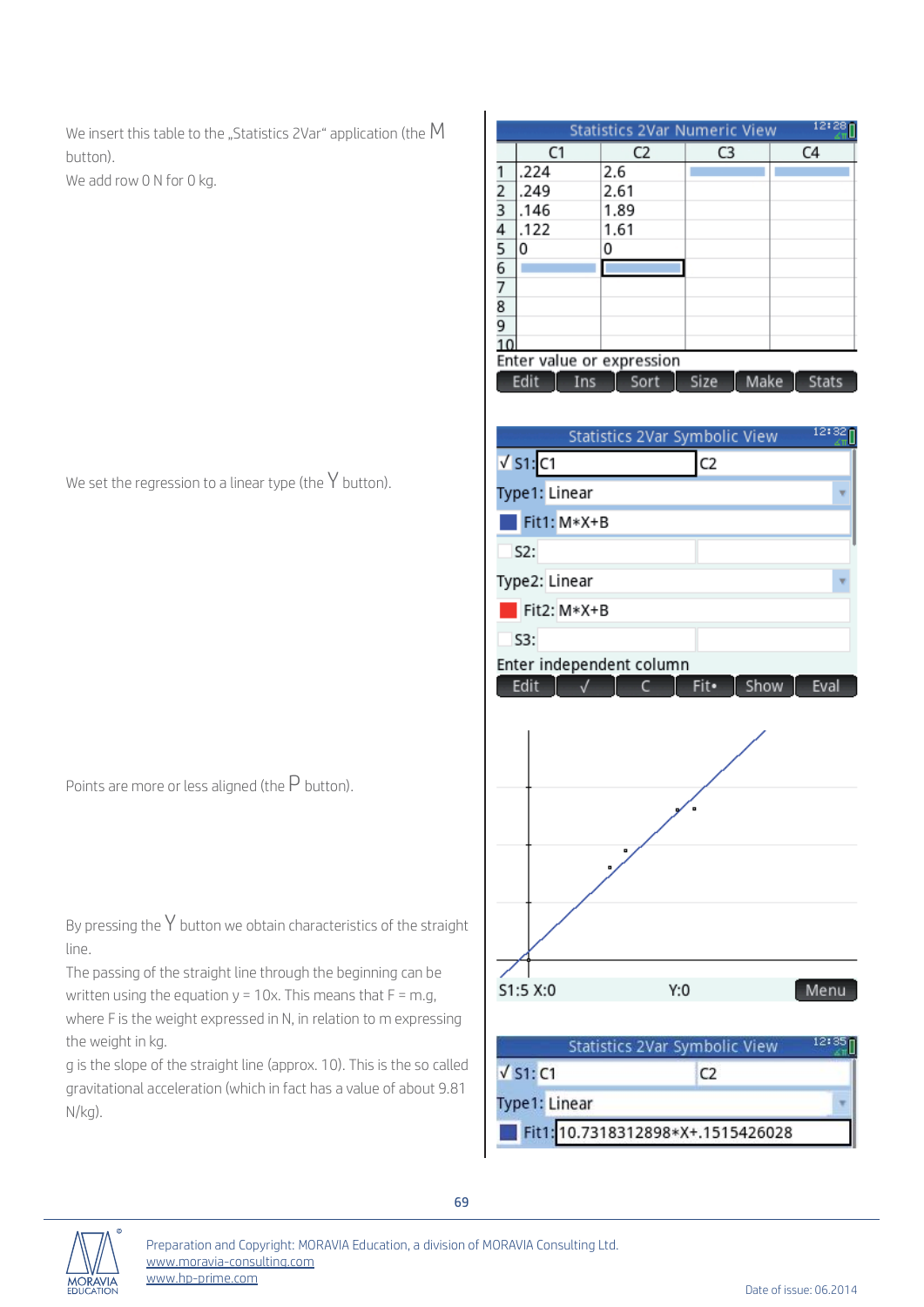We insert this table to the „Statistics 2Var" application (the M button).

We add row 0 N for 0 kg.

Statistics 2Var Numeric View

| | C1 | C2 | C3 | C4 |
|---|---|---|---|---|
| 1 | .224 | 2.6 | | |
| 2 | .249 | 2.61 | | |
| 3 | .146 | 1.89 | | |
| 4 | .122 | 1.61 | | |
| 5 | 0 | 0 | | |
| 6 | | | | |
| 7 | | | | |
| 8 | | | | |
| 9 | | | | |
| 10 | | | | |

Enter value or expression

Edit Ins Sort Size Make Stats

We set the regression to a linear type (the Y button).

Statistics 2Var Symbolic View

√ S1: C1 C2

Type1: Linear

Fit1: M*X+B

S2:

Type2: Linear

Fit2: M*X+B

S3:

Enter independent column

Edit √ C Fit• Show Eval

Points are more or less aligned (the P button).

S1:5 X:0 Y:0 Menu

By pressing the Y button we obtain characteristics of the straight line.

The passing of the straight line through the beginning can be written using the equation $y = 10x$. This means that $F = m.g$, where F is the weight expressed in N, in relation to m expressing the weight in kg.

g is the slope of the straight line (approx. 10). This is the so called gravitational acceleration (which in fact has a value of about 9.81 N/kg).

Statistics 2Var Symbolic View

√ S1: C1 C2

Type1: Linear

Fit1: 10.7318312898*X+.1515426028